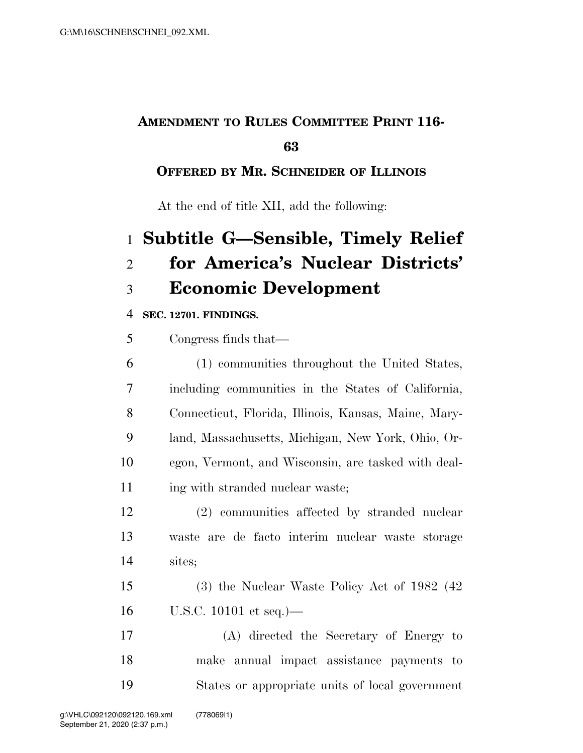**AMENDMENT TO RULES COMMITTEE PRINT 116-63**

**OFFERED BY MR. SCHNEIDER OF ILLINOIS**

At the end of title XII, add the following:

# Subtitle G—Sensible, Timely Relief for America's Nuclear Districts' Economic Development

**SEC. 12701. FINDINGS.**

Congress finds that—

(1) communities throughout the United States, including communities in the States of California, Connecticut, Florida, Illinois, Kansas, Maine, Maryland, Massachusetts, Michigan, New York, Ohio, Oregon, Vermont, and Wisconsin, are tasked with dealing with stranded nuclear waste;

(2) communities affected by stranded nuclear waste are de facto interim nuclear waste storage sites;

(3) the Nuclear Waste Policy Act of 1982 (42 U.S.C. 10101 et seq.)—

(A) directed the Secretary of Energy to make annual impact assistance payments to States or appropriate units of local government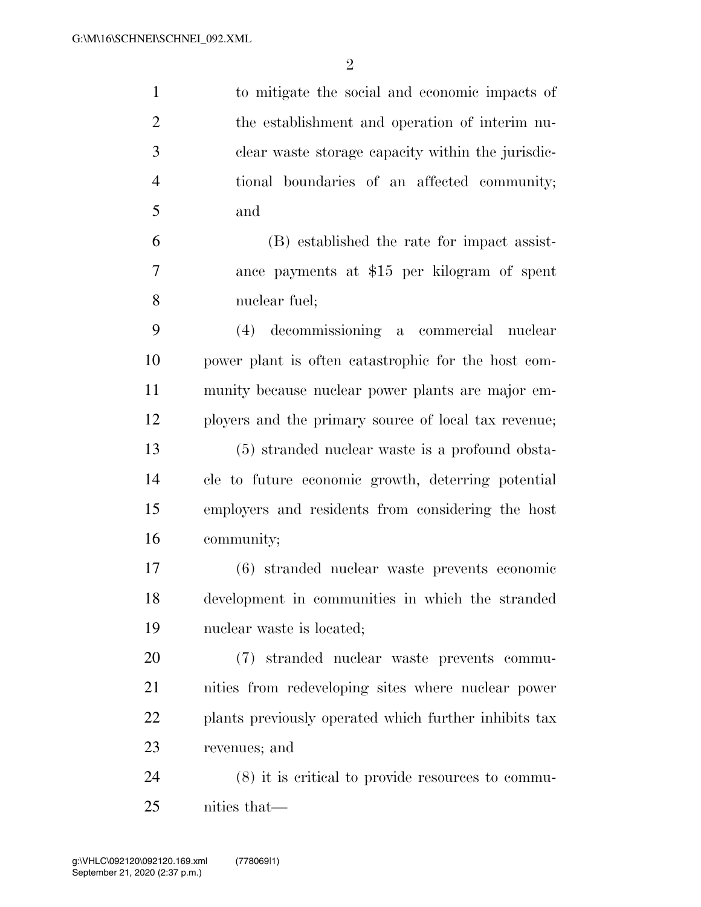to mitigate the social and economic impacts of the establishment and operation of interim nuclear waste storage capacity within the jurisdictional boundaries of an affected community; and

(B) established the rate for impact assistance payments at $15 per kilogram of spent nuclear fuel;

(4) decommissioning a commercial nuclear power plant is often catastrophic for the host community because nuclear power plants are major employers and the primary source of local tax revenue;

(5) stranded nuclear waste is a profound obstacle to future economic growth, deterring potential employers and residents from considering the host community;

(6) stranded nuclear waste prevents economic development in communities in which the stranded nuclear waste is located;

(7) stranded nuclear waste prevents communities from redeveloping sites where nuclear power plants previously operated which further inhibits tax revenues; and

(8) it is critical to provide resources to communities that—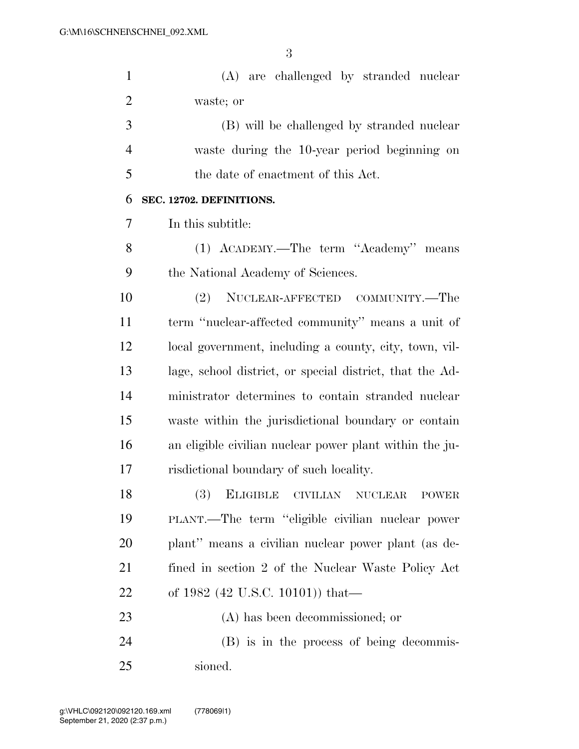(A) are challenged by stranded nuclear waste; or

(B) will be challenged by stranded nuclear waste during the 10-year period beginning on the date of enactment of this Act.

**SEC. 12702. DEFINITIONS.**

In this subtitle:

(1) ACADEMY.—The term ''Academy'' means the National Academy of Sciences.

(2) NUCLEAR-AFFECTED COMMUNITY.—The term ''nuclear-affected community'' means a unit of local government, including a county, city, town, village, school district, or special district, that the Administrator determines to contain stranded nuclear waste within the jurisdictional boundary or contain an eligible civilian nuclear power plant within the jurisdictional boundary of such locality.

(3) ELIGIBLE CIVILIAN NUCLEAR POWER PLANT.—The term ''eligible civilian nuclear power plant'' means a civilian nuclear power plant (as defined in section 2 of the Nuclear Waste Policy Act of 1982 (42 U.S.C. 10101)) that—

(A) has been decommissioned; or

(B) is in the process of being decommissioned.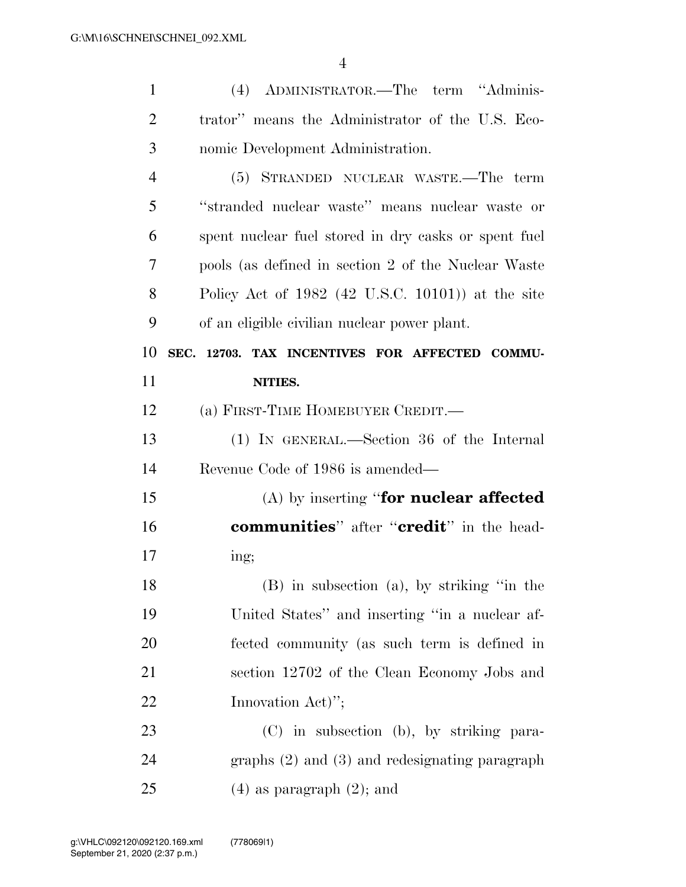(4) ADMINISTRATOR.—The term ''Administrator'' means the Administrator of the U.S. Economic Development Administration.

(5) STRANDED NUCLEAR WASTE.—The term ''stranded nuclear waste'' means nuclear waste or spent nuclear fuel stored in dry casks or spent fuel pools (as defined in section 2 of the Nuclear Waste Policy Act of 1982 (42 U.S.C. 10101)) at the site of an eligible civilian nuclear power plant.

**SEC. 12703. TAX INCENTIVES FOR AFFECTED COMMUNITIES.**

(a) FIRST-TIME HOMEBUYER CREDIT.—

(1) IN GENERAL.—Section 36 of the Internal Revenue Code of 1986 is amended—

(A) by inserting ''**for nuclear affected communities**'' after ''**credit**'' in the heading;

(B) in subsection (a), by striking ''in the United States'' and inserting ''in a nuclear affected community (as such term is defined in section 12702 of the Clean Economy Jobs and Innovation Act)'';

(C) in subsection (b), by striking paragraphs (2) and (3) and redesignating paragraph (4) as paragraph (2); and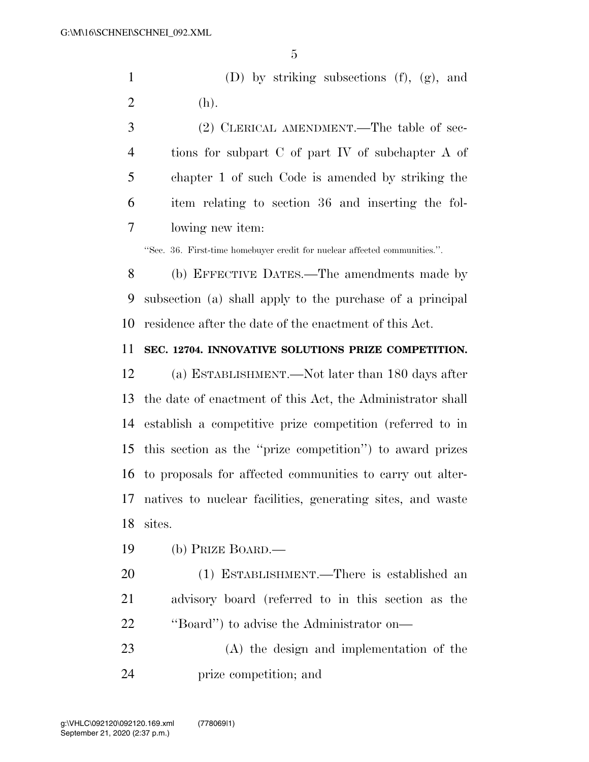(D) by striking subsections (f), (g), and (h).

(2) CLERICAL AMENDMENT.—The table of sections for subpart C of part IV of subchapter A of chapter 1 of such Code is amended by striking the item relating to section 36 and inserting the following new item:

"Sec. 36. First-time homebuyer credit for nuclear affected communities.".

(b) EFFECTIVE DATES.—The amendments made by subsection (a) shall apply to the purchase of a principal residence after the date of the enactment of this Act.

**SEC. 12704. INNOVATIVE SOLUTIONS PRIZE COMPETITION.**

(a) ESTABLISHMENT.—Not later than 180 days after the date of enactment of this Act, the Administrator shall establish a competitive prize competition (referred to in this section as the "prize competition") to award prizes to proposals for affected communities to carry out alternatives to nuclear facilities, generating sites, and waste sites.

(b) PRIZE BOARD.—

(1) ESTABLISHMENT.—There is established an advisory board (referred to in this section as the "Board") to advise the Administrator on—

(A) the design and implementation of the prize competition; and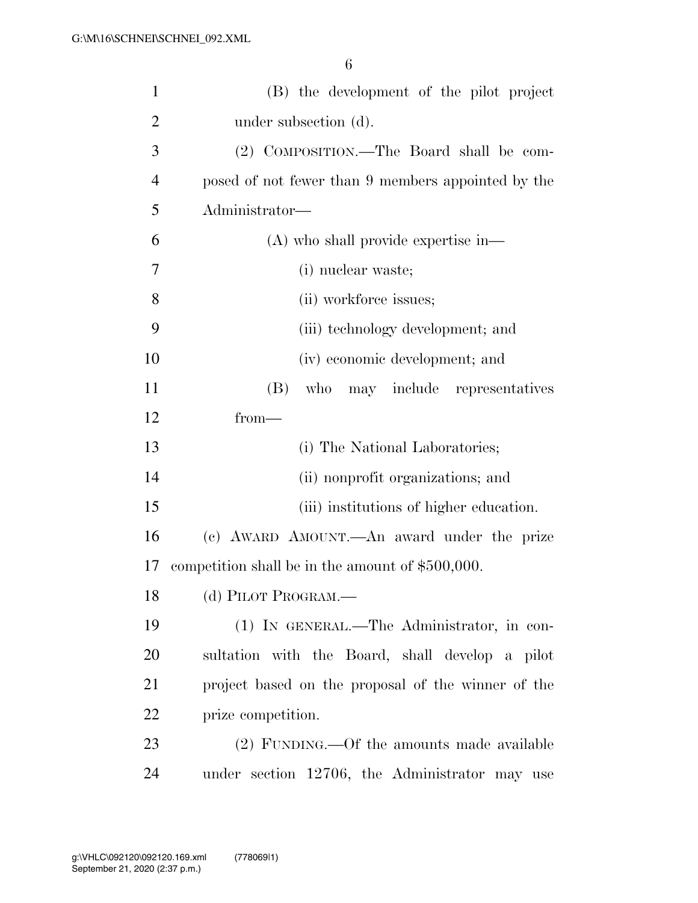(B) the development of the pilot project under subsection (d).

(2) COMPOSITION.—The Board shall be composed of not fewer than 9 members appointed by the Administrator—

(A) who shall provide expertise in—

(i) nuclear waste;

(ii) workforce issues;

(iii) technology development; and

(iv) economic development; and

(B) who may include representatives from—

(i) The National Laboratories;

(ii) nonprofit organizations; and

(iii) institutions of higher education.

(c) AWARD AMOUNT.—An award under the prize competition shall be in the amount of $500,000.

(d) PILOT PROGRAM.—

(1) IN GENERAL.—The Administrator, in consultation with the Board, shall develop a pilot project based on the proposal of the winner of the prize competition.

(2) FUNDING.—Of the amounts made available under section 12706, the Administrator may use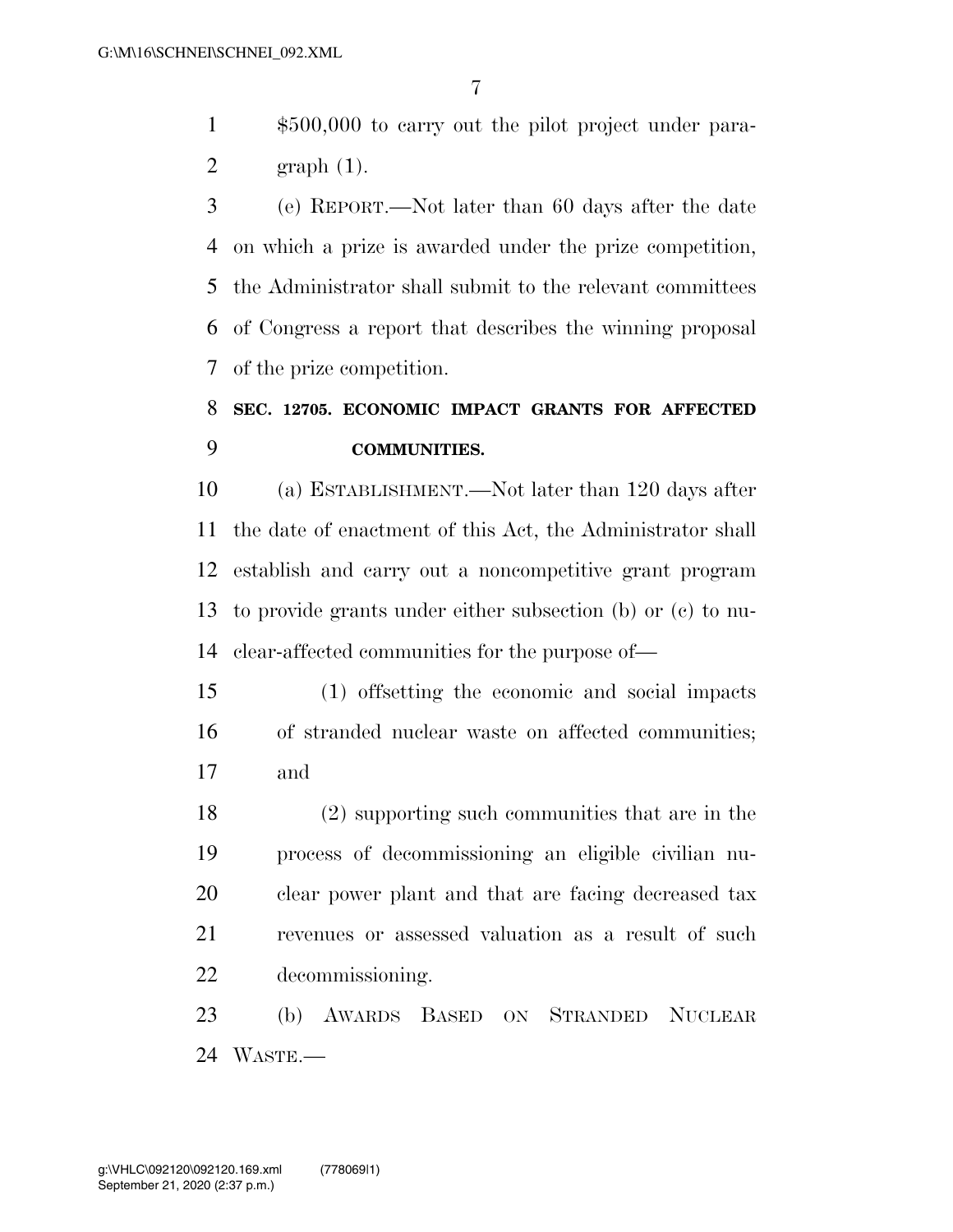$500,000 to carry out the pilot project under paragraph (1).

(e) REPORT.—Not later than 60 days after the date on which a prize is awarded under the prize competition, the Administrator shall submit to the relevant committees of Congress a report that describes the winning proposal of the prize competition.

## SEC. 12705. ECONOMIC IMPACT GRANTS FOR AFFECTED COMMUNITIES.

(a) ESTABLISHMENT.—Not later than 120 days after the date of enactment of this Act, the Administrator shall establish and carry out a noncompetitive grant program to provide grants under either subsection (b) or (c) to nuclear-affected communities for the purpose of—

(1) offsetting the economic and social impacts of stranded nuclear waste on affected communities; and

(2) supporting such communities that are in the process of decommissioning an eligible civilian nuclear power plant and that are facing decreased tax revenues or assessed valuation as a result of such decommissioning.

(b) AWARDS BASED ON STRANDED NUCLEAR WASTE.—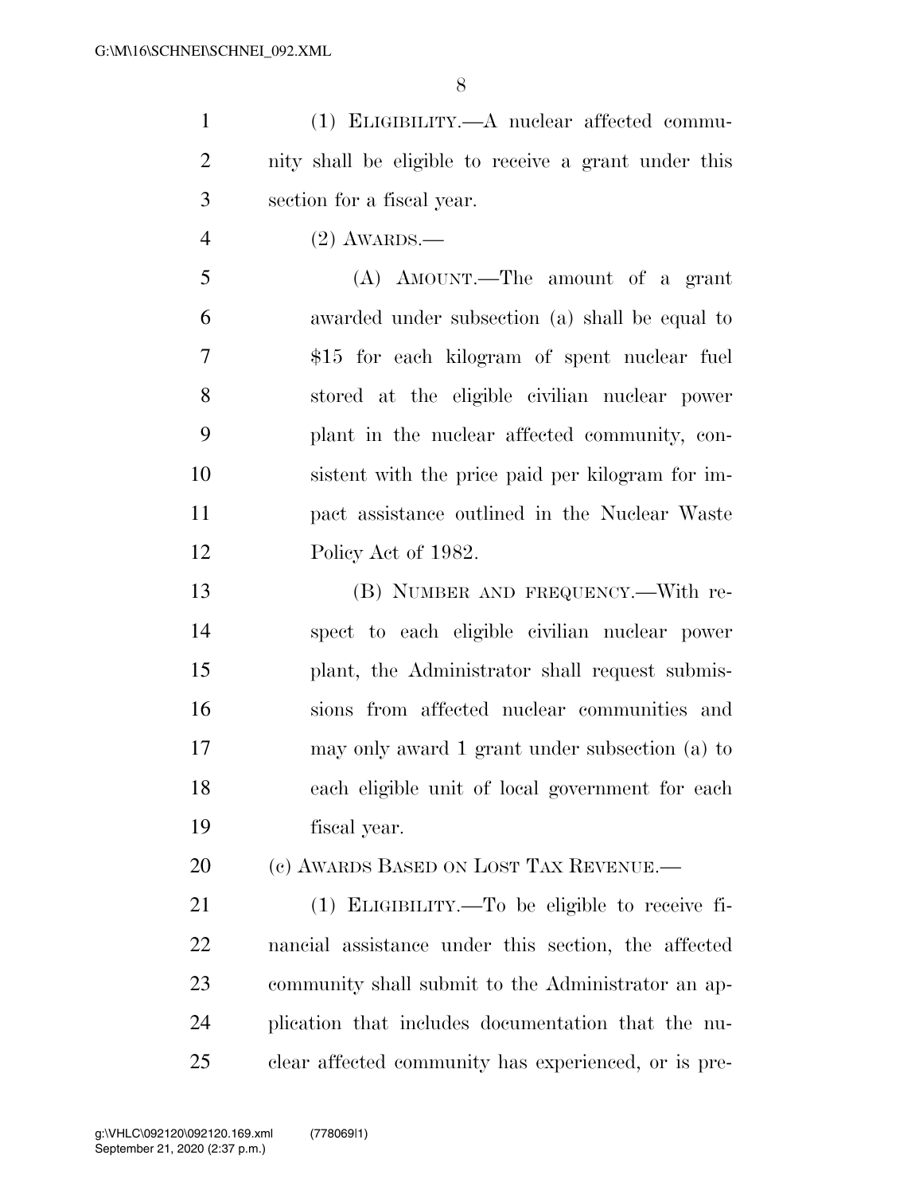(1) ELIGIBILITY.—A nuclear affected community shall be eligible to receive a grant under this section for a fiscal year.

(2) AWARDS.—

(A) AMOUNT.—The amount of a grant awarded under subsection (a) shall be equal to $15 for each kilogram of spent nuclear fuel stored at the eligible civilian nuclear power plant in the nuclear affected community, consistent with the price paid per kilogram for impact assistance outlined in the Nuclear Waste Policy Act of 1982.

(B) NUMBER AND FREQUENCY.—With respect to each eligible civilian nuclear power plant, the Administrator shall request submissions from affected nuclear communities and may only award 1 grant under subsection (a) to each eligible unit of local government for each fiscal year.

(c) AWARDS BASED ON LOST TAX REVENUE.—

(1) ELIGIBILITY.—To be eligible to receive financial assistance under this section, the affected community shall submit to the Administrator an application that includes documentation that the nuclear affected community has experienced, or is pre-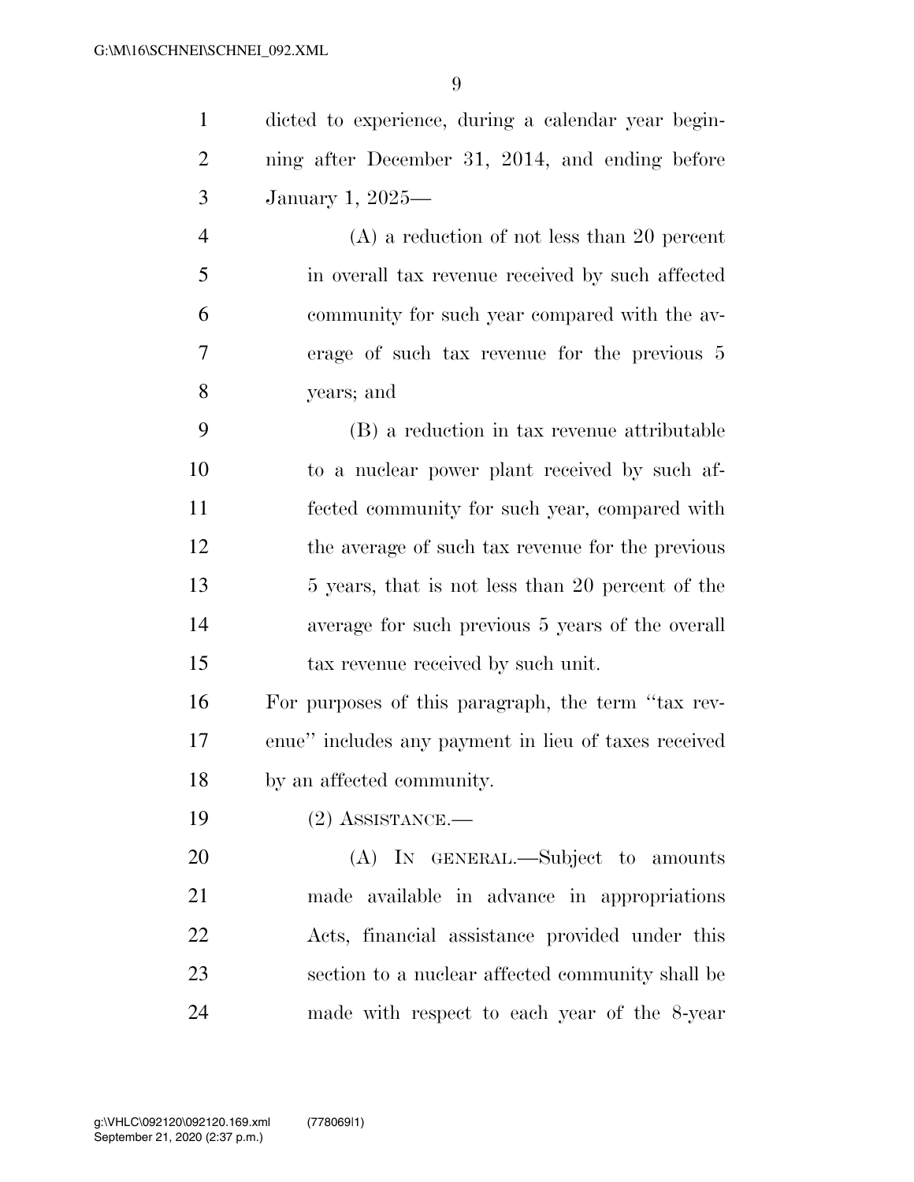dicted to experience, during a calendar year beginning after December 31, 2014, and ending before January 1, 2025—

(A) a reduction of not less than 20 percent in overall tax revenue received by such affected community for such year compared with the average of such tax revenue for the previous 5 years; and

(B) a reduction in tax revenue attributable to a nuclear power plant received by such affected community for such year, compared with the average of such tax revenue for the previous 5 years, that is not less than 20 percent of the average for such previous 5 years of the overall tax revenue received by such unit.

For purposes of this paragraph, the term "tax revenue" includes any payment in lieu of taxes received by an affected community.

(2) ASSISTANCE.—

(A) IN GENERAL.—Subject to amounts made available in advance in appropriations Acts, financial assistance provided under this section to a nuclear affected community shall be made with respect to each year of the 8-year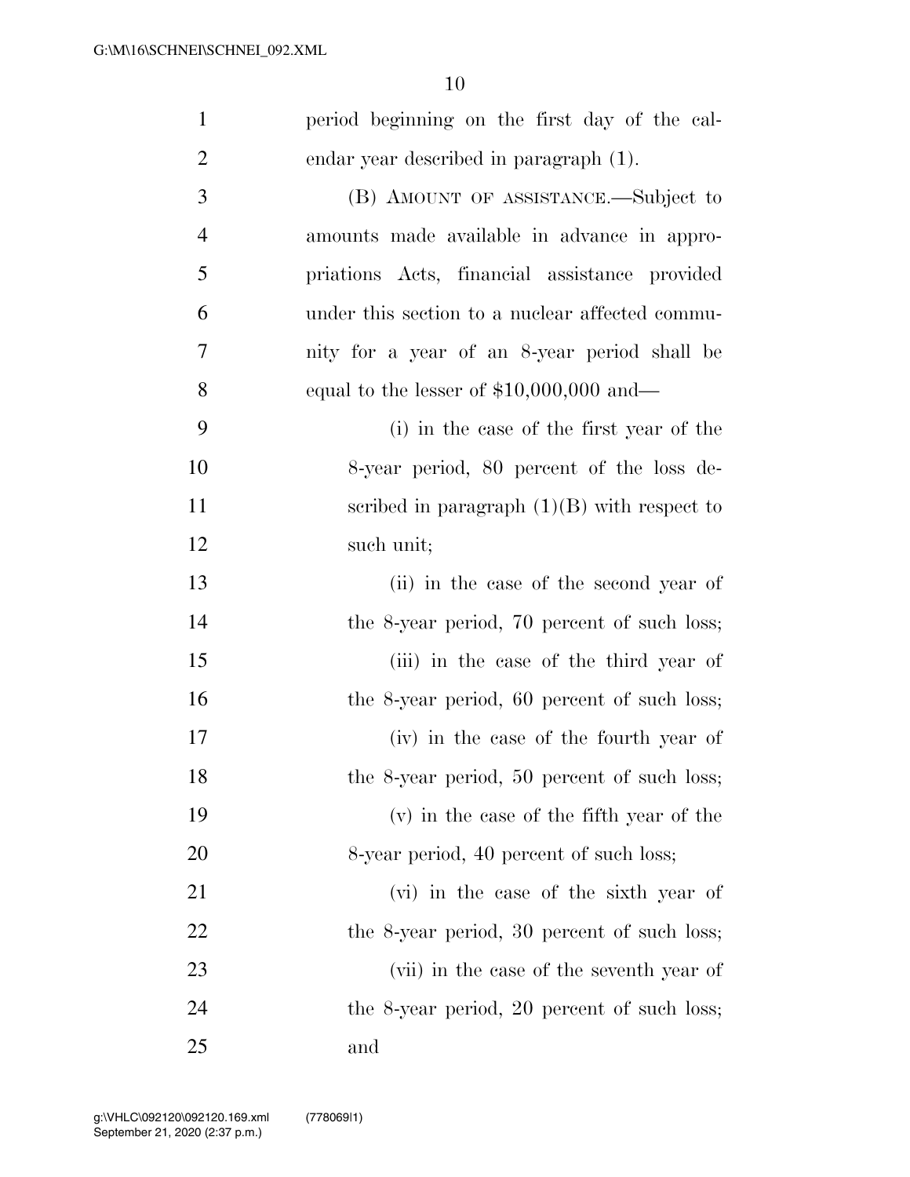period beginning on the first day of the calendar year described in paragraph (1).

(B) AMOUNT OF ASSISTANCE.—Subject to amounts made available in advance in appropriations Acts, financial assistance provided under this section to a nuclear affected community for a year of an 8-year period shall be equal to the lesser of $10,000,000 and—

(i) in the case of the first year of the 8-year period, 80 percent of the loss described in paragraph (1)(B) with respect to such unit;

(ii) in the case of the second year of the 8-year period, 70 percent of such loss;

(iii) in the case of the third year of the 8-year period, 60 percent of such loss;

(iv) in the case of the fourth year of the 8-year period, 50 percent of such loss;

(v) in the case of the fifth year of the 8-year period, 40 percent of such loss;

(vi) in the case of the sixth year of the 8-year period, 30 percent of such loss;

(vii) in the case of the seventh year of the 8-year period, 20 percent of such loss; and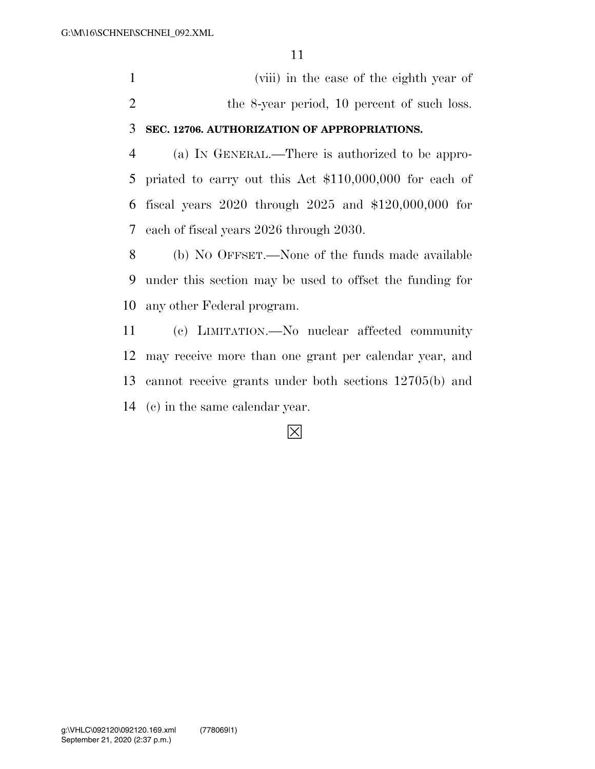(viii) in the case of the eighth year of the 8-year period, 10 percent of such loss.

**SEC. 12706. AUTHORIZATION OF APPROPRIATIONS.**

(a) IN GENERAL.—There is authorized to be appropriated to carry out this Act $110,000,000 for each of fiscal years 2020 through 2025 and $120,000,000 for each of fiscal years 2026 through 2030.

(b) NO OFFSET.—None of the funds made available under this section may be used to offset the funding for any other Federal program.

(c) LIMITATION.—No nuclear affected community may receive more than one grant per calendar year, and cannot receive grants under both sections 12705(b) and (c) in the same calendar year.